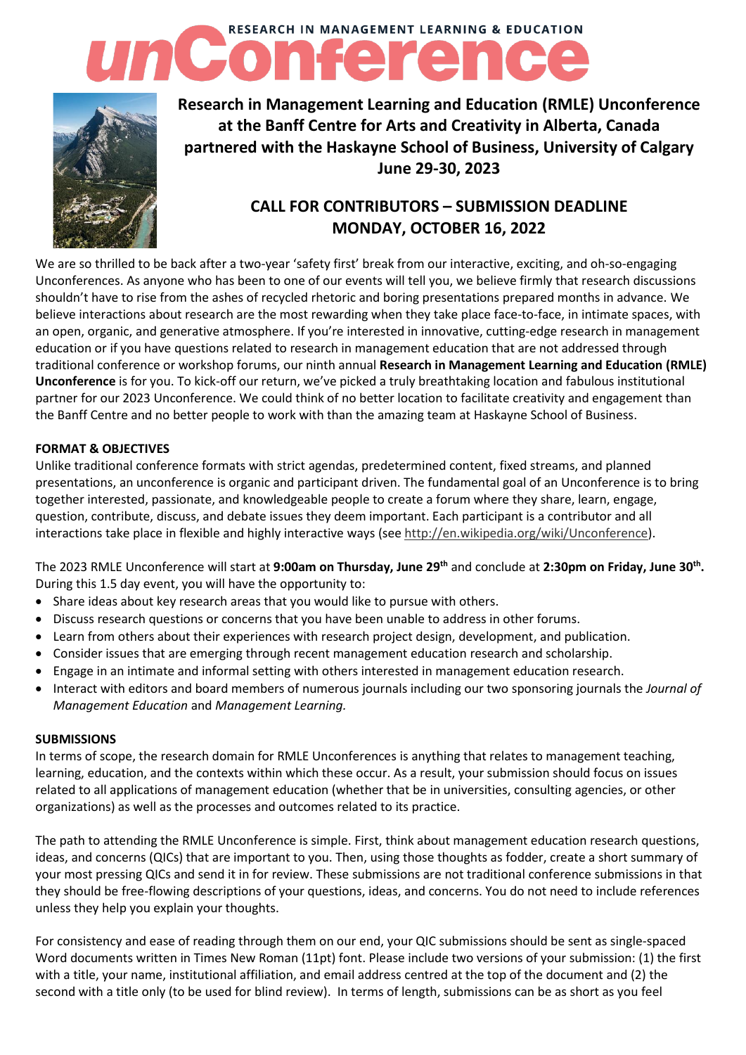# RESEARCH IN MANAGEMENT LEARNING & EDUCATION unConference

**Research in Management Learning and Education (RMLE) Unconference at the Banff Centre for Arts and Creativity in Alberta, Canada partnered with the Haskayne School of Business, University of Calgary June 29-30, 2023**

## CALL FOR CONTRIBUTORS – SUBMISSION DEADLINE MONDAY, OCTOBER 16, 2022

We are so thrilled to be back after a two-year 'safety first' break from our interactive, exciting, and oh-so-engaging Unconferences. As anyone who has been to one of our events will tell you, we believe firmly that research discussions shouldn't have to rise from the ashes of recycled rhetoric and boring presentations prepared months in advance. We believe interactions about research are the most rewarding when they take place face-to-face, in intimate spaces, with an open, organic, and generative atmosphere. If you're interested in innovative, cutting-edge research in management education or if you have questions related to research in management education that are not addressed through traditional conference or workshop forums, our ninth annual **Research in Management Learning and Education (RMLE) Unconference** is for you. To kick-off our return, we've picked a truly breathtaking location and fabulous institutional partner for our 2023 Unconference. We could think of no better location to facilitate creativity and engagement than the Banff Centre and no better people to work with than the amazing team at Haskayne School of Business.

### FORMAT & OBJECTIVES

Unlike traditional conference formats with strict agendas, predetermined content, fixed streams, and planned presentations, an unconference is organic and participant driven. The fundamental goal of an Unconference is to bring together interested, passionate, and knowledgeable people to create a forum where they share, learn, engage, question, contribute, discuss, and debate issues they deem important. Each participant is a contributor and all interactions take place in flexible and highly interactive ways (see http://en.wikipedia.org/wiki/Unconference).

The 2023 RMLE Unconference will start at **9:00am on Thursday, June 29th** and conclude at **2:30pm on Friday, June 30th.** During this 1.5 day event, you will have the opportunity to:

- Share ideas about key research areas that you would like to pursue with others.
- Discuss research questions or concerns that you have been unable to address in other forums.
- Learn from others about their experiences with research project design, development, and publication.
- Consider issues that are emerging through recent management education research and scholarship.
- Engage in an intimate and informal setting with others interested in management education research.
- Interact with editors and board members of numerous journals including our two sponsoring journals the *Journal of Management Education* and *Management Learning.*

### SUBMISSIONS

In terms of scope, the research domain for RMLE Unconferences is anything that relates to management teaching, learning, education, and the contexts within which these occur. As a result, your submission should focus on issues related to all applications of management education (whether that be in universities, consulting agencies, or other organizations) as well as the processes and outcomes related to its practice.

The path to attending the RMLE Unconference is simple. First, think about management education research questions, ideas, and concerns (QICs) that are important to you. Then, using those thoughts as fodder, create a short summary of your most pressing QICs and send it in for review. These submissions are not traditional conference submissions in that they should be free-flowing descriptions of your questions, ideas, and concerns. You do not need to include references unless they help you explain your thoughts.

For consistency and ease of reading through them on our end, your QIC submissions should be sent as single-spaced Word documents written in Times New Roman (11pt) font. Please include two versions of your submission: (1) the first with a title, your name, institutional affiliation, and email address centred at the top of the document and (2) the second with a title only (to be used for blind review). In terms of length, submissions can be as short as you feel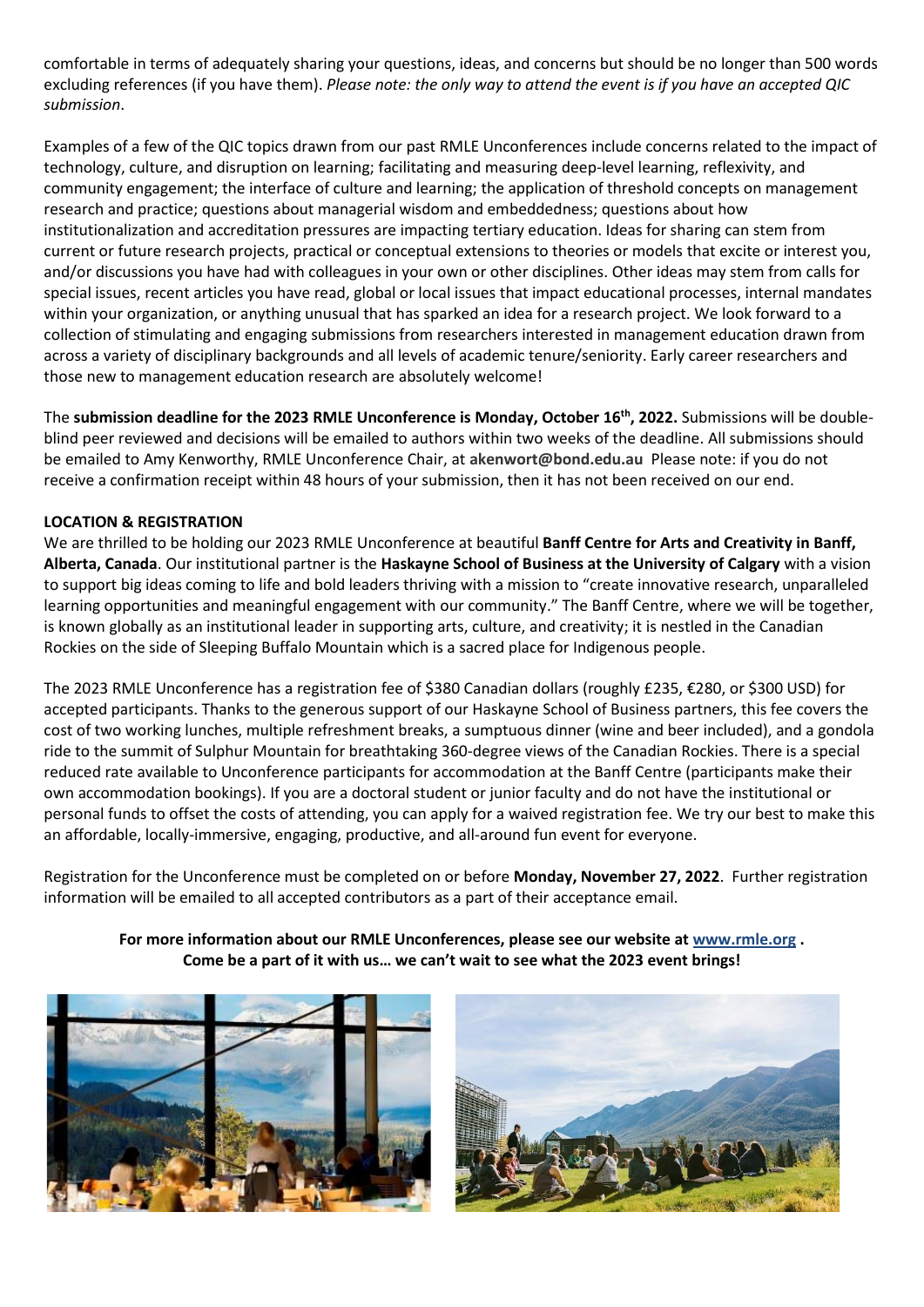comfortable in terms of adequately sharing your questions, ideas, and concerns but should be no longer than 500 words excluding references (if you have them). *Please note: the only way to attend the event is if you have an accepted QIC submission*.

Examples of a few of the QIC topics drawn from our past RMLE Unconferences include concerns related to the impact of technology, culture, and disruption on learning; facilitating and measuring deep-level learning, reflexivity, and community engagement; the interface of culture and learning; the application of threshold concepts on management research and practice; questions about managerial wisdom and embeddedness; questions about how institutionalization and accreditation pressures are impacting tertiary education. Ideas for sharing can stem from current or future research projects, practical or conceptual extensions to theories or models that excite or interest you, and/or discussions you have had with colleagues in your own or other disciplines. Other ideas may stem from calls for special issues, recent articles you have read, global or local issues that impact educational processes, internal mandates within your organization, or anything unusual that has sparked an idea for a research project. We look forward to a collection of stimulating and engaging submissions from researchers interested in management education drawn from across a variety of disciplinary backgrounds and all levels of academic tenure/seniority. Early career researchers and those new to management education research are absolutely welcome!

The **submission deadline for the 2023 RMLE Unconference is Monday, October 16th, 2022.** Submissions will be double-blind peer reviewed and decisions will be emailed to authors within two weeks of the deadline. All submissions should be emailed to Amy Kenworthy, RMLE Unconference Chair, at **akenwort@bond.edu.au** Please note: if you do not receive a confirmation receipt within 48 hours of your submission, then it has not been received on our end.

**LOCATION & REGISTRATION**

We are thrilled to be holding our 2023 RMLE Unconference at beautiful **Banff Centre for Arts and Creativity in Banff, Alberta, Canada**. Our institutional partner is the **Haskayne School of Business at the University of Calgary** with a vision to support big ideas coming to life and bold leaders thriving with a mission to "create innovative research, unparalleled learning opportunities and meaningful engagement with our community." The Banff Centre, where we will be together, is known globally as an institutional leader in supporting arts, culture, and creativity; it is nestled in the Canadian Rockies on the side of Sleeping Buffalo Mountain which is a sacred place for Indigenous people.

The 2023 RMLE Unconference has a registration fee of $380 Canadian dollars (roughly £235, €280, or $300 USD) for accepted participants. Thanks to the generous support of our Haskayne School of Business partners, this fee covers the cost of two working lunches, multiple refreshment breaks, a sumptuous dinner (wine and beer included), and a gondola ride to the summit of Sulphur Mountain for breathtaking 360-degree views of the Canadian Rockies. There is a special reduced rate available to Unconference participants for accommodation at the Banff Centre (participants make their own accommodation bookings). If you are a doctoral student or junior faculty and do not have the institutional or personal funds to offset the costs of attending, you can apply for a waived registration fee. We try our best to make this an affordable, locally-immersive, engaging, productive, and all-around fun event for everyone.

Registration for the Unconference must be completed on or before **Monday, November 27, 2022**. Further registration information will be emailed to all accepted contributors as a part of their acceptance email.

**For more information about our RMLE Unconferences, please see our website at www.rmle.org .**
**Come be a part of it with us… we can't wait to see what the 2023 event brings!**